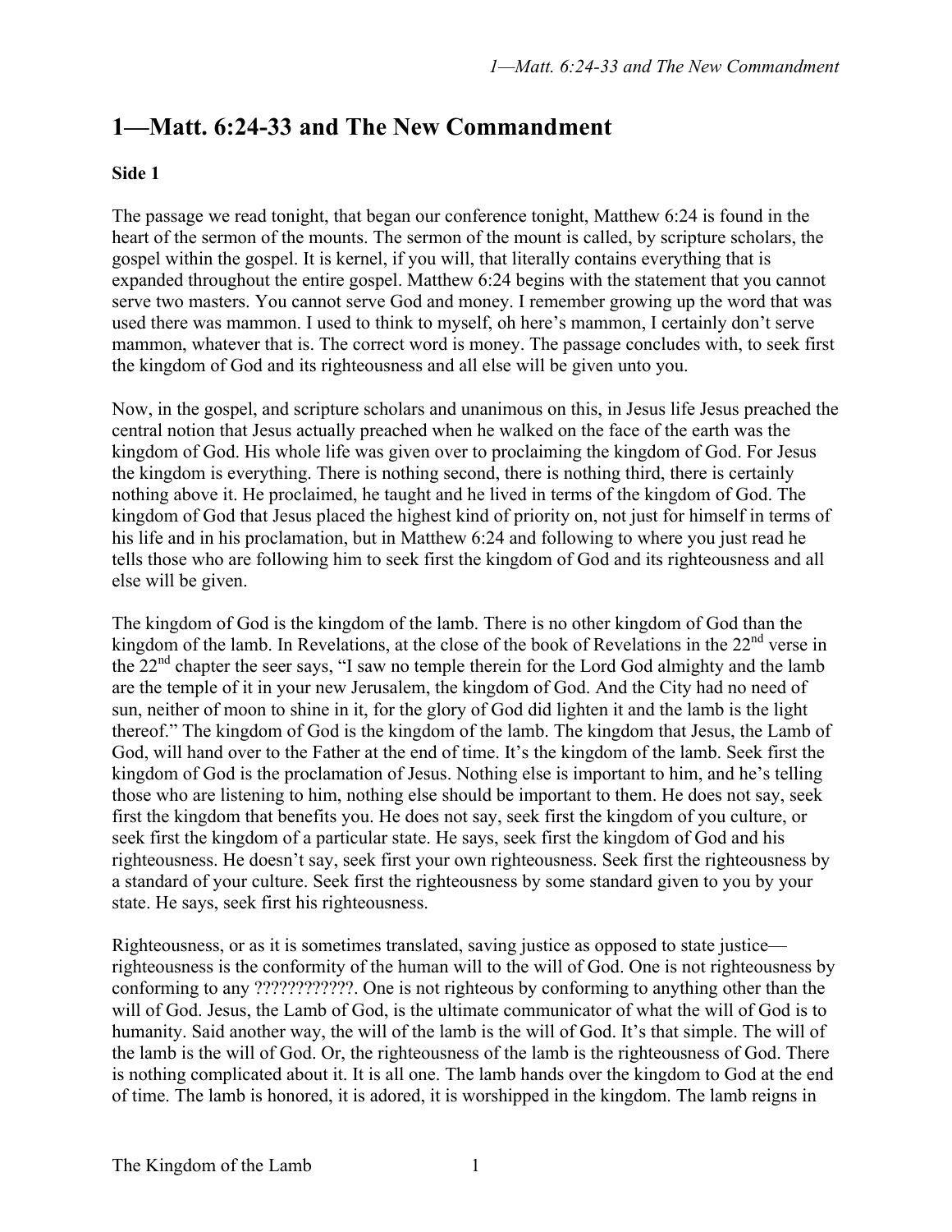# 1—Matt. 6:24-33 and The New Commandment

**Side 1**

The passage we read tonight, that began our conference tonight, Matthew 6:24 is found in the heart of the sermon of the mounts. The sermon of the mount is called, by scripture scholars, the gospel within the gospel. It is kernel, if you will, that literally contains everything that is expanded throughout the entire gospel. Matthew 6:24 begins with the statement that you cannot serve two masters. You cannot serve God and money. I remember growing up the word that was used there was mammon. I used to think to myself, oh here's mammon, I certainly don't serve mammon, whatever that is. The correct word is money. The passage concludes with, to seek first the kingdom of God and its righteousness and all else will be given unto you.

Now, in the gospel, and scripture scholars and unanimous on this, in Jesus life Jesus preached the central notion that Jesus actually preached when he walked on the face of the earth was the kingdom of God. His whole life was given over to proclaiming the kingdom of God. For Jesus the kingdom is everything. There is nothing second, there is nothing third, there is certainly nothing above it. He proclaimed, he taught and he lived in terms of the kingdom of God. The kingdom of God that Jesus placed the highest kind of priority on, not just for himself in terms of his life and in his proclamation, but in Matthew 6:24 and following to where you just read he tells those who are following him to seek first the kingdom of God and its righteousness and all else will be given.

The kingdom of God is the kingdom of the lamb. There is no other kingdom of God than the kingdom of the lamb. In Revelations, at the close of the book of Revelations in the 22nd verse in the 22nd chapter the seer says, "I saw no temple therein for the Lord God almighty and the lamb are the temple of it in your new Jerusalem, the kingdom of God. And the City had no need of sun, neither of moon to shine in it, for the glory of God did lighten it and the lamb is the light thereof." The kingdom of God is the kingdom of the lamb. The kingdom that Jesus, the Lamb of God, will hand over to the Father at the end of time. It's the kingdom of the lamb. Seek first the kingdom of God is the proclamation of Jesus. Nothing else is important to him, and he's telling those who are listening to him, nothing else should be important to them. He does not say, seek first the kingdom that benefits you. He does not say, seek first the kingdom of you culture, or seek first the kingdom of a particular state. He says, seek first the kingdom of God and his righteousness. He doesn't say, seek first your own righteousness. Seek first the righteousness by a standard of your culture. Seek first the righteousness by some standard given to you by your state. He says, seek first his righteousness.

Righteousness, or as it is sometimes translated, saving justice as opposed to state justice—righteousness is the conformity of the human will to the will of God. One is not righteousness by conforming to any ????????????. One is not righteous by conforming to anything other than the will of God. Jesus, the Lamb of God, is the ultimate communicator of what the will of God is to humanity. Said another way, the will of the lamb is the will of God. It's that simple. The will of the lamb is the will of God. Or, the righteousness of the lamb is the righteousness of God. There is nothing complicated about it. It is all one. The lamb hands over the kingdom to God at the end of time. The lamb is honored, it is adored, it is worshipped in the kingdom. The lamb reigns in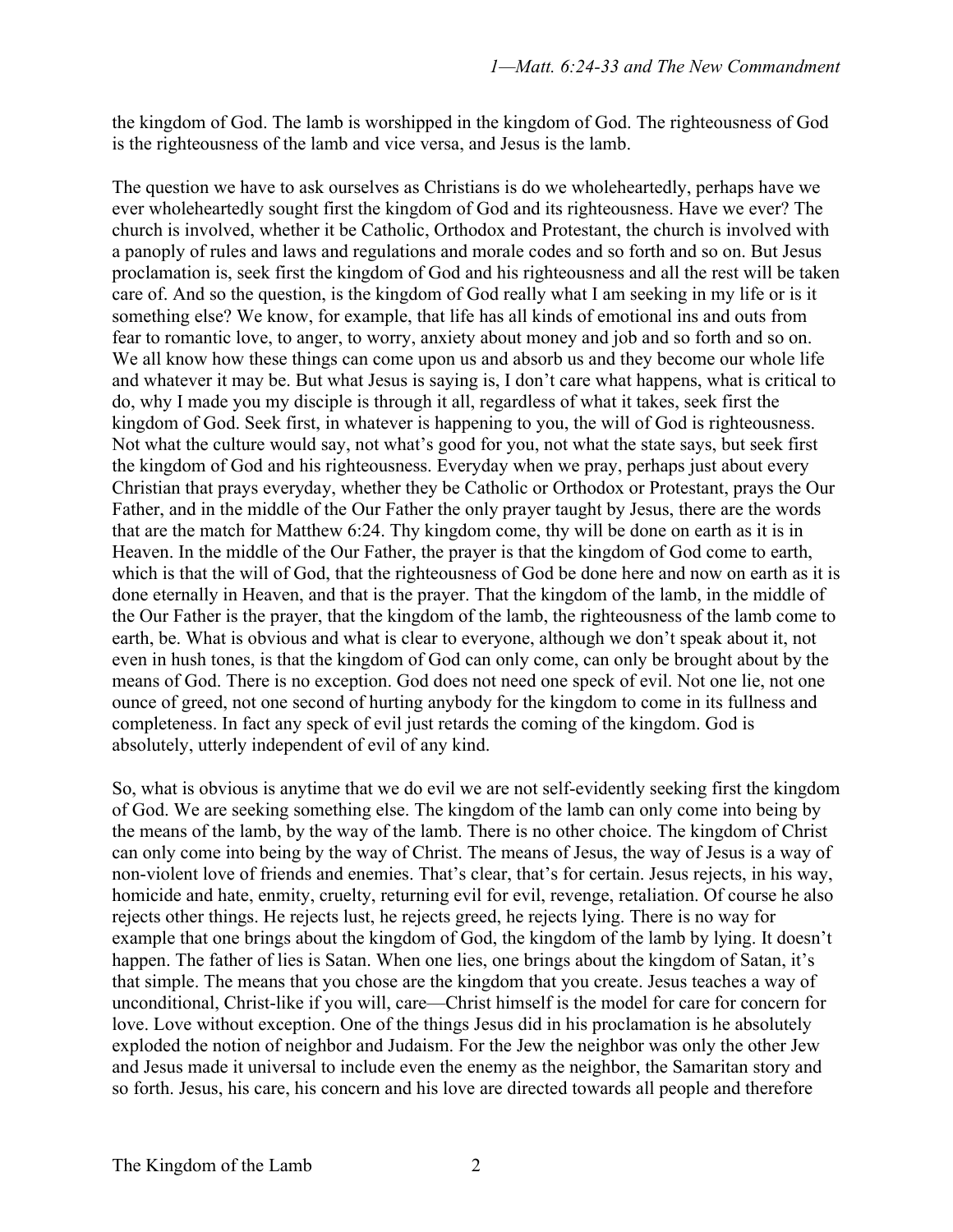the kingdom of God. The lamb is worshipped in the kingdom of God. The righteousness of God is the righteousness of the lamb and vice versa, and Jesus is the lamb.

The question we have to ask ourselves as Christians is do we wholeheartedly, perhaps have we ever wholeheartedly sought first the kingdom of God and its righteousness. Have we ever? The church is involved, whether it be Catholic, Orthodox and Protestant, the church is involved with a panoply of rules and laws and regulations and morale codes and so forth and so on. But Jesus proclamation is, seek first the kingdom of God and his righteousness and all the rest will be taken care of. And so the question, is the kingdom of God really what I am seeking in my life or is it something else? We know, for example, that life has all kinds of emotional ins and outs from fear to romantic love, to anger, to worry, anxiety about money and job and so forth and so on. We all know how these things can come upon us and absorb us and they become our whole life and whatever it may be. But what Jesus is saying is, I don't care what happens, what is critical to do, why I made you my disciple is through it all, regardless of what it takes, seek first the kingdom of God. Seek first, in whatever is happening to you, the will of God is righteousness. Not what the culture would say, not what's good for you, not what the state says, but seek first the kingdom of God and his righteousness. Everyday when we pray, perhaps just about every Christian that prays everyday, whether they be Catholic or Orthodox or Protestant, prays the Our Father, and in the middle of the Our Father the only prayer taught by Jesus, there are the words that are the match for Matthew 6:24. Thy kingdom come, thy will be done on earth as it is in Heaven. In the middle of the Our Father, the prayer is that the kingdom of God come to earth, which is that the will of God, that the righteousness of God be done here and now on earth as it is done eternally in Heaven, and that is the prayer. That the kingdom of the lamb, in the middle of the Our Father is the prayer, that the kingdom of the lamb, the righteousness of the lamb come to earth, be. What is obvious and what is clear to everyone, although we don't speak about it, not even in hush tones, is that the kingdom of God can only come, can only be brought about by the means of God. There is no exception. God does not need one speck of evil. Not one lie, not one ounce of greed, not one second of hurting anybody for the kingdom to come in its fullness and completeness. In fact any speck of evil just retards the coming of the kingdom. God is absolutely, utterly independent of evil of any kind.

So, what is obvious is anytime that we do evil we are not self-evidently seeking first the kingdom of God. We are seeking something else. The kingdom of the lamb can only come into being by the means of the lamb, by the way of the lamb. There is no other choice. The kingdom of Christ can only come into being by the way of Christ. The means of Jesus, the way of Jesus is a way of non-violent love of friends and enemies. That's clear, that's for certain. Jesus rejects, in his way, homicide and hate, enmity, cruelty, returning evil for evil, revenge, retaliation. Of course he also rejects other things. He rejects lust, he rejects greed, he rejects lying. There is no way for example that one brings about the kingdom of God, the kingdom of the lamb by lying. It doesn't happen. The father of lies is Satan. When one lies, one brings about the kingdom of Satan, it's that simple. The means that you chose are the kingdom that you create. Jesus teaches a way of unconditional, Christ-like if you will, care—Christ himself is the model for care for concern for love. Love without exception. One of the things Jesus did in his proclamation is he absolutely exploded the notion of neighbor and Judaism. For the Jew the neighbor was only the other Jew and Jesus made it universal to include even the enemy as the neighbor, the Samaritan story and so forth. Jesus, his care, his concern and his love are directed towards all people and therefore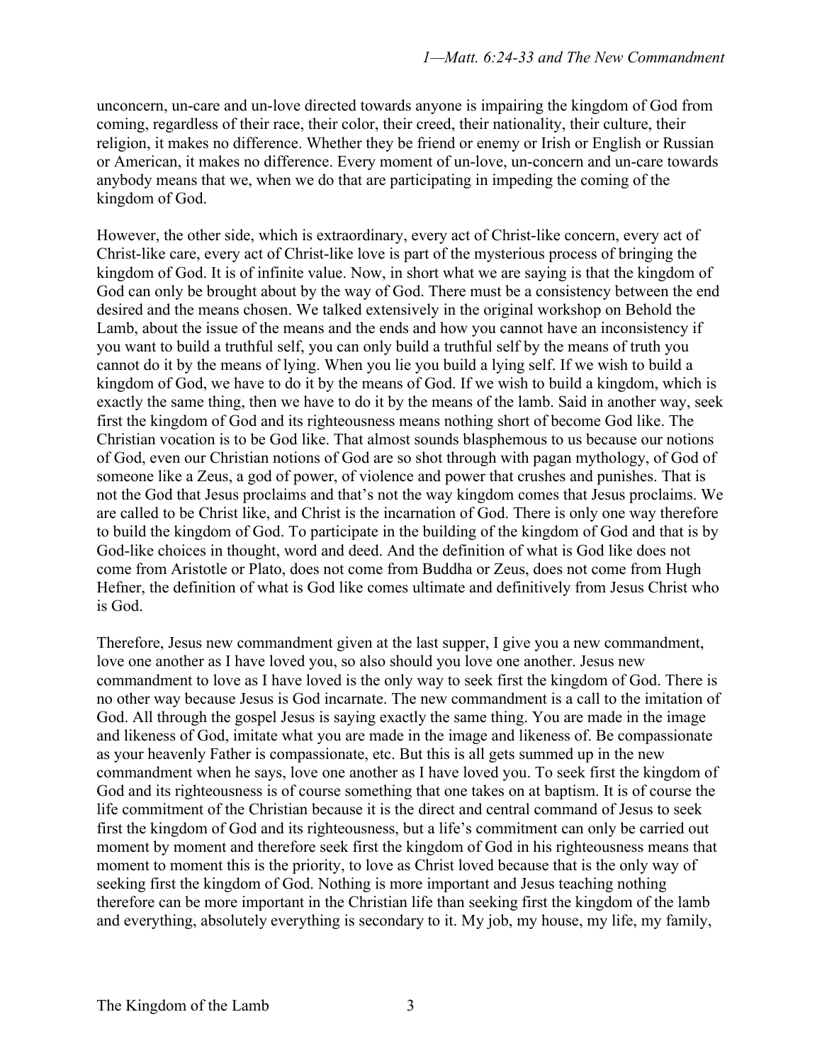unconcern, un-care and un-love directed towards anyone is impairing the kingdom of God from coming, regardless of their race, their color, their creed, their nationality, their culture, their religion, it makes no difference. Whether they be friend or enemy or Irish or English or Russian or American, it makes no difference. Every moment of un-love, un-concern and un-care towards anybody means that we, when we do that are participating in impeding the coming of the kingdom of God.

However, the other side, which is extraordinary, every act of Christ-like concern, every act of Christ-like care, every act of Christ-like love is part of the mysterious process of bringing the kingdom of God. It is of infinite value. Now, in short what we are saying is that the kingdom of God can only be brought about by the way of God. There must be a consistency between the end desired and the means chosen. We talked extensively in the original workshop on Behold the Lamb, about the issue of the means and the ends and how you cannot have an inconsistency if you want to build a truthful self, you can only build a truthful self by the means of truth you cannot do it by the means of lying. When you lie you build a lying self. If we wish to build a kingdom of God, we have to do it by the means of God. If we wish to build a kingdom, which is exactly the same thing, then we have to do it by the means of the lamb. Said in another way, seek first the kingdom of God and its righteousness means nothing short of become God like. The Christian vocation is to be God like. That almost sounds blasphemous to us because our notions of God, even our Christian notions of God are so shot through with pagan mythology, of God of someone like a Zeus, a god of power, of violence and power that crushes and punishes. That is not the God that Jesus proclaims and that's not the way kingdom comes that Jesus proclaims. We are called to be Christ like, and Christ is the incarnation of God. There is only one way therefore to build the kingdom of God. To participate in the building of the kingdom of God and that is by God-like choices in thought, word and deed. And the definition of what is God like does not come from Aristotle or Plato, does not come from Buddha or Zeus, does not come from Hugh Hefner, the definition of what is God like comes ultimate and definitively from Jesus Christ who is God.

Therefore, Jesus new commandment given at the last supper, I give you a new commandment, love one another as I have loved you, so also should you love one another. Jesus new commandment to love as I have loved is the only way to seek first the kingdom of God. There is no other way because Jesus is God incarnate. The new commandment is a call to the imitation of God. All through the gospel Jesus is saying exactly the same thing. You are made in the image and likeness of God, imitate what you are made in the image and likeness of. Be compassionate as your heavenly Father is compassionate, etc. But this is all gets summed up in the new commandment when he says, love one another as I have loved you. To seek first the kingdom of God and its righteousness is of course something that one takes on at baptism. It is of course the life commitment of the Christian because it is the direct and central command of Jesus to seek first the kingdom of God and its righteousness, but a life's commitment can only be carried out moment by moment and therefore seek first the kingdom of God in his righteousness means that moment to moment this is the priority, to love as Christ loved because that is the only way of seeking first the kingdom of God. Nothing is more important and Jesus teaching nothing therefore can be more important in the Christian life than seeking first the kingdom of the lamb and everything, absolutely everything is secondary to it. My job, my house, my life, my family,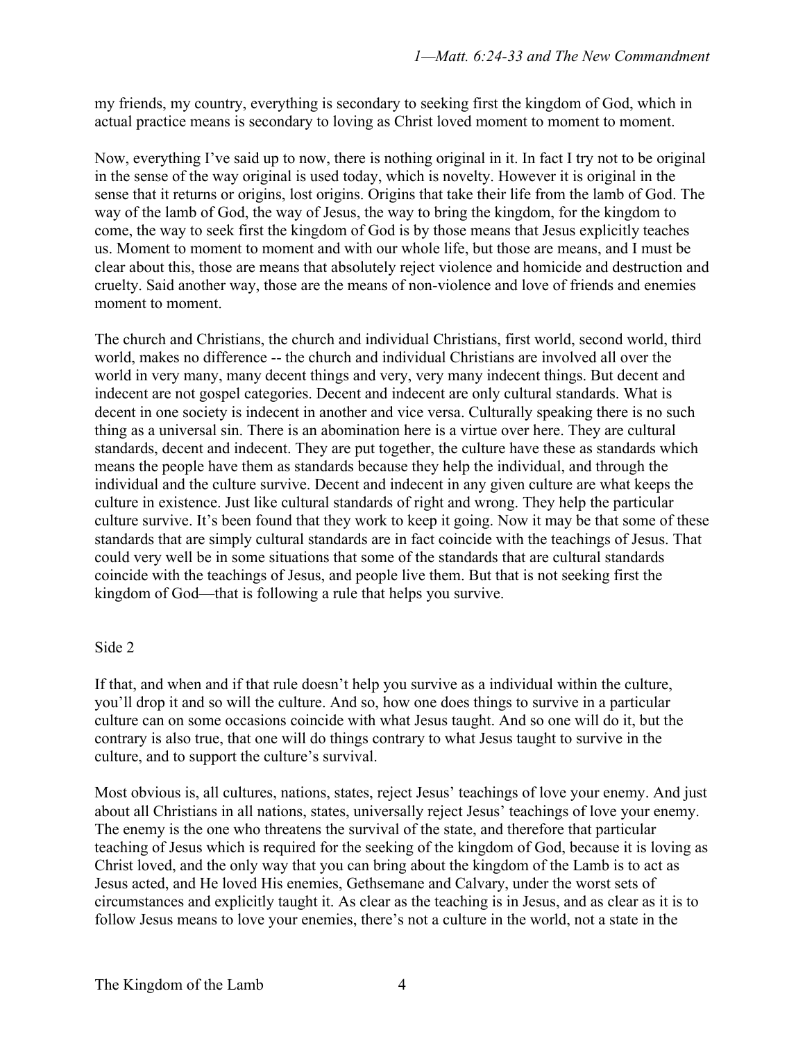my friends, my country, everything is secondary to seeking first the kingdom of God, which in actual practice means is secondary to loving as Christ loved moment to moment to moment.

Now, everything I've said up to now, there is nothing original in it. In fact I try not to be original in the sense of the way original is used today, which is novelty. However it is original in the sense that it returns or origins, lost origins. Origins that take their life from the lamb of God. The way of the lamb of God, the way of Jesus, the way to bring the kingdom, for the kingdom to come, the way to seek first the kingdom of God is by those means that Jesus explicitly teaches us. Moment to moment to moment and with our whole life, but those are means, and I must be clear about this, those are means that absolutely reject violence and homicide and destruction and cruelty. Said another way, those are the means of non-violence and love of friends and enemies moment to moment.

The church and Christians, the church and individual Christians, first world, second world, third world, makes no difference -- the church and individual Christians are involved all over the world in very many, many decent things and very, very many indecent things. But decent and indecent are not gospel categories. Decent and indecent are only cultural standards. What is decent in one society is indecent in another and vice versa. Culturally speaking there is no such thing as a universal sin. There is an abomination here is a virtue over here. They are cultural standards, decent and indecent. They are put together, the culture have these as standards which means the people have them as standards because they help the individual, and through the individual and the culture survive. Decent and indecent in any given culture are what keeps the culture in existence. Just like cultural standards of right and wrong. They help the particular culture survive. It's been found that they work to keep it going. Now it may be that some of these standards that are simply cultural standards are in fact coincide with the teachings of Jesus. That could very well be in some situations that some of the standards that are cultural standards coincide with the teachings of Jesus, and people live them. But that is not seeking first the kingdom of God—that is following a rule that helps you survive.

Side 2

If that, and when and if that rule doesn't help you survive as a individual within the culture, you'll drop it and so will the culture. And so, how one does things to survive in a particular culture can on some occasions coincide with what Jesus taught. And so one will do it, but the contrary is also true, that one will do things contrary to what Jesus taught to survive in the culture, and to support the culture's survival.

Most obvious is, all cultures, nations, states, reject Jesus' teachings of love your enemy. And just about all Christians in all nations, states, universally reject Jesus' teachings of love your enemy. The enemy is the one who threatens the survival of the state, and therefore that particular teaching of Jesus which is required for the seeking of the kingdom of God, because it is loving as Christ loved, and the only way that you can bring about the kingdom of the Lamb is to act as Jesus acted, and He loved His enemies, Gethsemane and Calvary, under the worst sets of circumstances and explicitly taught it. As clear as the teaching is in Jesus, and as clear as it is to follow Jesus means to love your enemies, there's not a culture in the world, not a state in the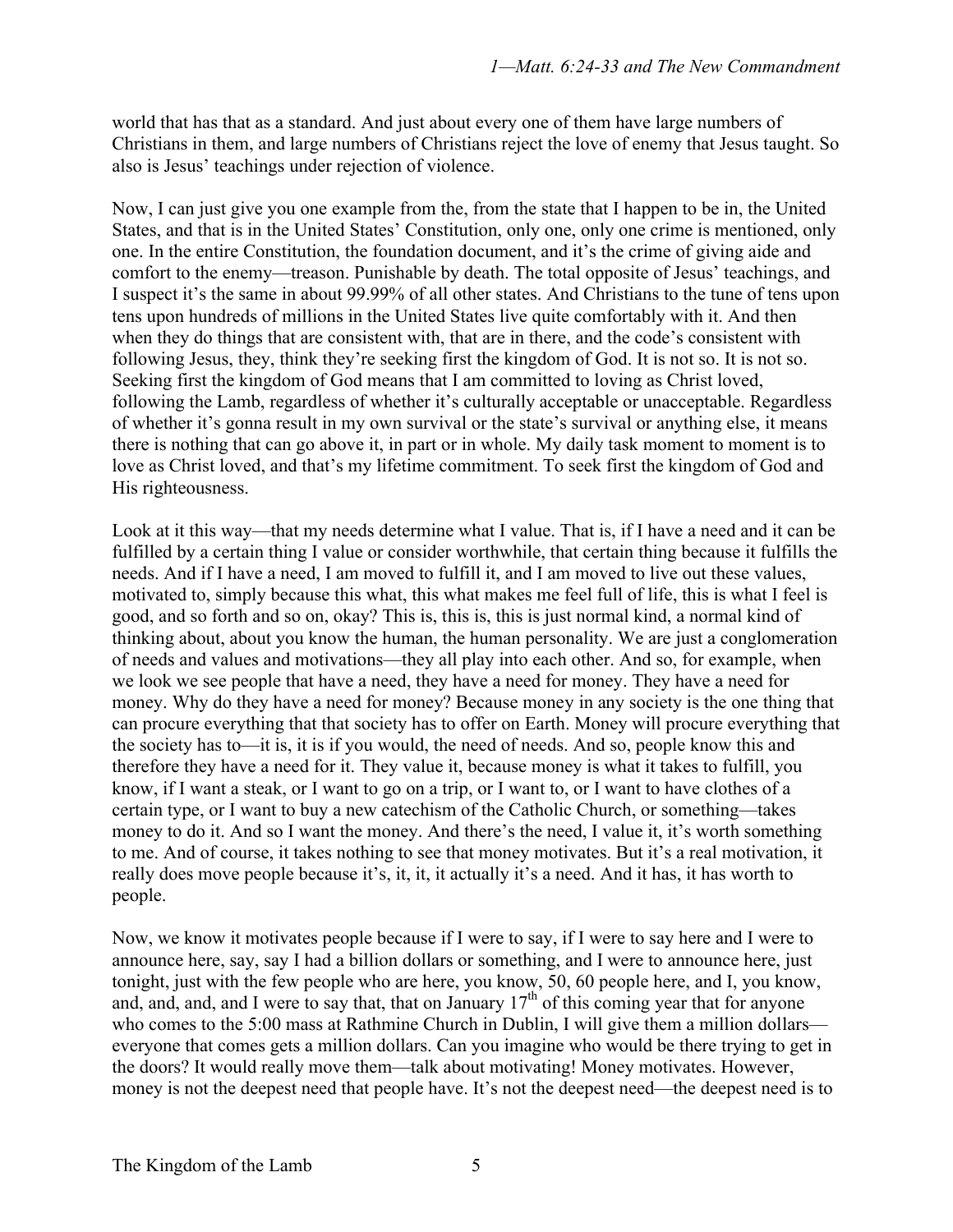world that has that as a standard. And just about every one of them have large numbers of Christians in them, and large numbers of Christians reject the love of enemy that Jesus taught. So also is Jesus' teachings under rejection of violence.

Now, I can just give you one example from the, from the state that I happen to be in, the United States, and that is in the United States' Constitution, only one, only one crime is mentioned, only one. In the entire Constitution, the foundation document, and it's the crime of giving aide and comfort to the enemy—treason. Punishable by death. The total opposite of Jesus' teachings, and I suspect it's the same in about 99.99% of all other states. And Christians to the tune of tens upon tens upon hundreds of millions in the United States live quite comfortably with it. And then when they do things that are consistent with, that are in there, and the code's consistent with following Jesus, they, think they're seeking first the kingdom of God. It is not so. It is not so. Seeking first the kingdom of God means that I am committed to loving as Christ loved, following the Lamb, regardless of whether it's culturally acceptable or unacceptable. Regardless of whether it's gonna result in my own survival or the state's survival or anything else, it means there is nothing that can go above it, in part or in whole. My daily task moment to moment is to love as Christ loved, and that's my lifetime commitment. To seek first the kingdom of God and His righteousness.

Look at it this way—that my needs determine what I value. That is, if I have a need and it can be fulfilled by a certain thing I value or consider worthwhile, that certain thing because it fulfills the needs. And if I have a need, I am moved to fulfill it, and I am moved to live out these values, motivated to, simply because this what, this what makes me feel full of life, this is what I feel is good, and so forth and so on, okay? This is, this is, this is just normal kind, a normal kind of thinking about, about you know the human, the human personality. We are just a conglomeration of needs and values and motivations—they all play into each other. And so, for example, when we look we see people that have a need, they have a need for money. They have a need for money. Why do they have a need for money? Because money in any society is the one thing that can procure everything that that society has to offer on Earth. Money will procure everything that the society has to—it is, it is if you would, the need of needs. And so, people know this and therefore they have a need for it. They value it, because money is what it takes to fulfill, you know, if I want a steak, or I want to go on a trip, or I want to, or I want to have clothes of a certain type, or I want to buy a new catechism of the Catholic Church, or something—takes money to do it. And so I want the money. And there's the need, I value it, it's worth something to me. And of course, it takes nothing to see that money motivates. But it's a real motivation, it really does move people because it's, it, it, it actually it's a need. And it has, it has worth to people.

Now, we know it motivates people because if I were to say, if I were to say here and I were to announce here, say, say I had a billion dollars or something, and I were to announce here, just tonight, just with the few people who are here, you know, 50, 60 people here, and I, you know, and, and, and, and I were to say that, that on January 17th of this coming year that for anyone who comes to the 5:00 mass at Rathmine Church in Dublin, I will give them a million dollars—everyone that comes gets a million dollars. Can you imagine who would be there trying to get in the doors? It would really move them—talk about motivating! Money motivates. However, money is not the deepest need that people have. It's not the deepest need—the deepest need is to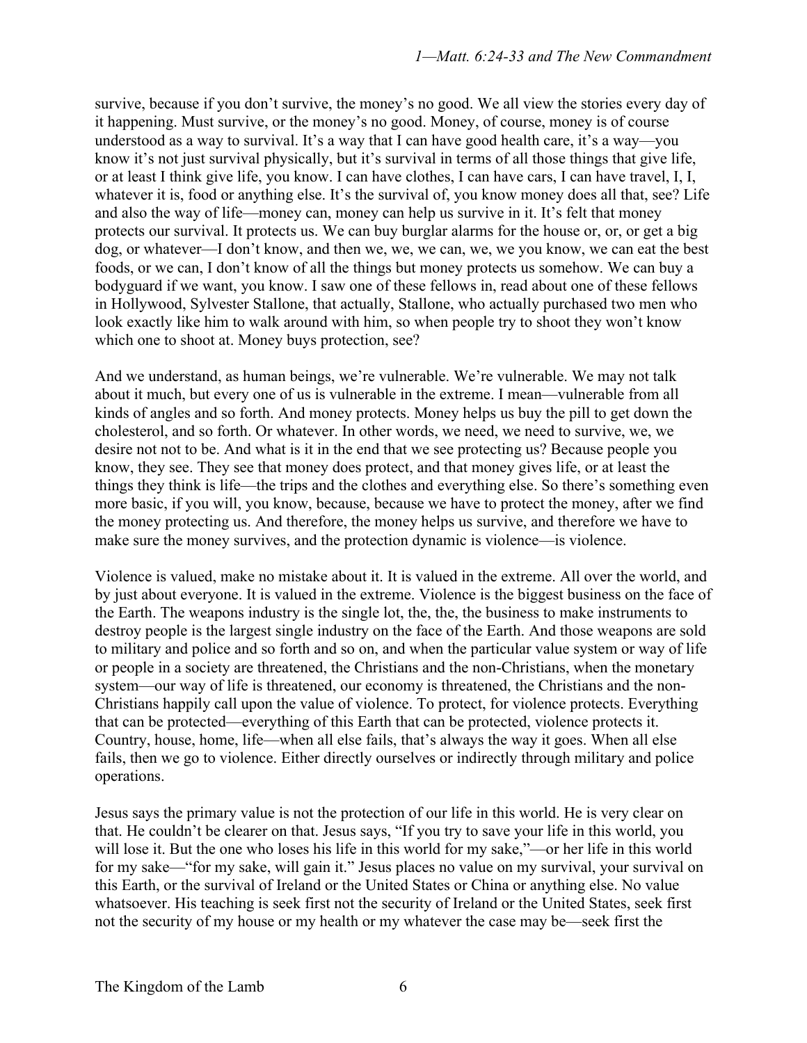survive, because if you don't survive, the money's no good. We all view the stories every day of it happening. Must survive, or the money's no good. Money, of course, money is of course understood as a way to survival. It's a way that I can have good health care, it's a way—you know it's not just survival physically, but it's survival in terms of all those things that give life, or at least I think give life, you know. I can have clothes, I can have cars, I can have travel, I, I, whatever it is, food or anything else. It's the survival of, you know money does all that, see? Life and also the way of life—money can, money can help us survive in it. It's felt that money protects our survival. It protects us. We can buy burglar alarms for the house or, or, or get a big dog, or whatever—I don't know, and then we, we, we can, we, we you know, we can eat the best foods, or we can, I don't know of all the things but money protects us somehow. We can buy a bodyguard if we want, you know. I saw one of these fellows in, read about one of these fellows in Hollywood, Sylvester Stallone, that actually, Stallone, who actually purchased two men who look exactly like him to walk around with him, so when people try to shoot they won't know which one to shoot at. Money buys protection, see?

And we understand, as human beings, we're vulnerable. We're vulnerable. We may not talk about it much, but every one of us is vulnerable in the extreme. I mean—vulnerable from all kinds of angles and so forth. And money protects. Money helps us buy the pill to get down the cholesterol, and so forth. Or whatever. In other words, we need, we need to survive, we, we desire not not to be. And what is it in the end that we see protecting us? Because people you know, they see. They see that money does protect, and that money gives life, or at least the things they think is life—the trips and the clothes and everything else. So there's something even more basic, if you will, you know, because, because we have to protect the money, after we find the money protecting us. And therefore, the money helps us survive, and therefore we have to make sure the money survives, and the protection dynamic is violence—is violence.

Violence is valued, make no mistake about it. It is valued in the extreme. All over the world, and by just about everyone. It is valued in the extreme. Violence is the biggest business on the face of the Earth. The weapons industry is the single lot, the, the, the business to make instruments to destroy people is the largest single industry on the face of the Earth. And those weapons are sold to military and police and so forth and so on, and when the particular value system or way of life or people in a society are threatened, the Christians and the non-Christians, when the monetary system—our way of life is threatened, our economy is threatened, the Christians and the non-Christians happily call upon the value of violence. To protect, for violence protects. Everything that can be protected—everything of this Earth that can be protected, violence protects it. Country, house, home, life—when all else fails, that's always the way it goes. When all else fails, then we go to violence. Either directly ourselves or indirectly through military and police operations.

Jesus says the primary value is not the protection of our life in this world. He is very clear on that. He couldn't be clearer on that. Jesus says, "If you try to save your life in this world, you will lose it. But the one who loses his life in this world for my sake,"—or her life in this world for my sake—"for my sake, will gain it." Jesus places no value on my survival, your survival on this Earth, or the survival of Ireland or the United States or China or anything else. No value whatsoever. His teaching is seek first not the security of Ireland or the United States, seek first not the security of my house or my health or my whatever the case may be—seek first the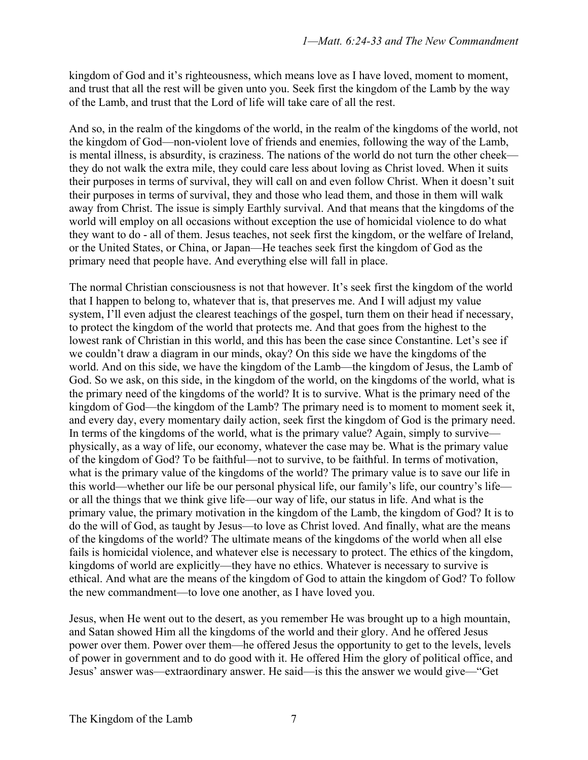kingdom of God and it's righteousness, which means love as I have loved, moment to moment, and trust that all the rest will be given unto you. Seek first the kingdom of the Lamb by the way of the Lamb, and trust that the Lord of life will take care of all the rest.

And so, in the realm of the kingdoms of the world, in the realm of the kingdoms of the world, not the kingdom of God—non-violent love of friends and enemies, following the way of the Lamb, is mental illness, is absurdity, is craziness. The nations of the world do not turn the other cheek—they do not walk the extra mile, they could care less about loving as Christ loved. When it suits their purposes in terms of survival, they will call on and even follow Christ. When it doesn't suit their purposes in terms of survival, they and those who lead them, and those in them will walk away from Christ. The issue is simply Earthly survival. And that means that the kingdoms of the world will employ on all occasions without exception the use of homicidal violence to do what they want to do - all of them. Jesus teaches, not seek first the kingdom, or the welfare of Ireland, or the United States, or China, or Japan—He teaches seek first the kingdom of God as the primary need that people have. And everything else will fall in place.

The normal Christian consciousness is not that however. It's seek first the kingdom of the world that I happen to belong to, whatever that is, that preserves me. And I will adjust my value system, I'll even adjust the clearest teachings of the gospel, turn them on their head if necessary, to protect the kingdom of the world that protects me. And that goes from the highest to the lowest rank of Christian in this world, and this has been the case since Constantine. Let's see if we couldn't draw a diagram in our minds, okay? On this side we have the kingdoms of the world. And on this side, we have the kingdom of the Lamb—the kingdom of Jesus, the Lamb of God. So we ask, on this side, in the kingdom of the world, on the kingdoms of the world, what is the primary need of the kingdoms of the world? It is to survive. What is the primary need of the kingdom of God—the kingdom of the Lamb? The primary need is to moment to moment seek it, and every day, every momentary daily action, seek first the kingdom of God is the primary need. In terms of the kingdoms of the world, what is the primary value? Again, simply to survive—physically, as a way of life, our economy, whatever the case may be. What is the primary value of the kingdom of God? To be faithful—not to survive, to be faithful. In terms of motivation, what is the primary value of the kingdoms of the world? The primary value is to save our life in this world—whether our life be our personal physical life, our family's life, our country's life—or all the things that we think give life—our way of life, our status in life. And what is the primary value, the primary motivation in the kingdom of the Lamb, the kingdom of God? It is to do the will of God, as taught by Jesus—to love as Christ loved. And finally, what are the means of the kingdoms of the world? The ultimate means of the kingdoms of the world when all else fails is homicidal violence, and whatever else is necessary to protect. The ethics of the kingdom, kingdoms of world are explicitly—they have no ethics. Whatever is necessary to survive is ethical. And what are the means of the kingdom of God to attain the kingdom of God? To follow the new commandment—to love one another, as I have loved you.

Jesus, when He went out to the desert, as you remember He was brought up to a high mountain, and Satan showed Him all the kingdoms of the world and their glory. And he offered Jesus power over them. Power over them—he offered Jesus the opportunity to get to the levels, levels of power in government and to do good with it. He offered Him the glory of political office, and Jesus' answer was—extraordinary answer. He said—is this the answer we would give—"Get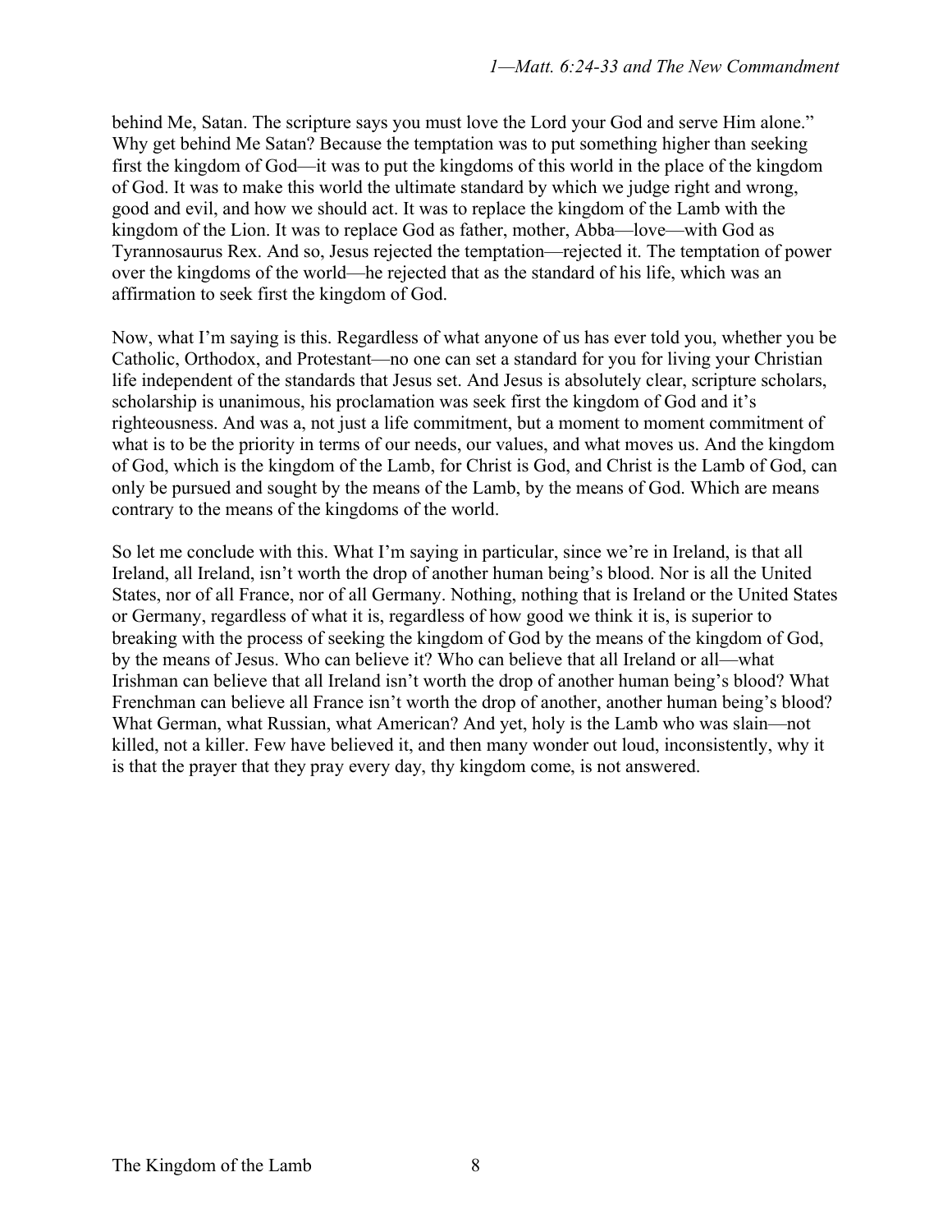behind Me, Satan. The scripture says you must love the Lord your God and serve Him alone." Why get behind Me Satan? Because the temptation was to put something higher than seeking first the kingdom of God—it was to put the kingdoms of this world in the place of the kingdom of God. It was to make this world the ultimate standard by which we judge right and wrong, good and evil, and how we should act. It was to replace the kingdom of the Lamb with the kingdom of the Lion. It was to replace God as father, mother, Abba—love—with God as Tyrannosaurus Rex. And so, Jesus rejected the temptation—rejected it. The temptation of power over the kingdoms of the world—he rejected that as the standard of his life, which was an affirmation to seek first the kingdom of God.

Now, what I'm saying is this. Regardless of what anyone of us has ever told you, whether you be Catholic, Orthodox, and Protestant—no one can set a standard for you for living your Christian life independent of the standards that Jesus set. And Jesus is absolutely clear, scripture scholars, scholarship is unanimous, his proclamation was seek first the kingdom of God and it's righteousness. And was a, not just a life commitment, but a moment to moment commitment of what is to be the priority in terms of our needs, our values, and what moves us. And the kingdom of God, which is the kingdom of the Lamb, for Christ is God, and Christ is the Lamb of God, can only be pursued and sought by the means of the Lamb, by the means of God. Which are means contrary to the means of the kingdoms of the world.

So let me conclude with this. What I'm saying in particular, since we're in Ireland, is that all Ireland, all Ireland, isn't worth the drop of another human being's blood. Nor is all the United States, nor of all France, nor of all Germany. Nothing, nothing that is Ireland or the United States or Germany, regardless of what it is, regardless of how good we think it is, is superior to breaking with the process of seeking the kingdom of God by the means of the kingdom of God, by the means of Jesus. Who can believe it? Who can believe that all Ireland or all—what Irishman can believe that all Ireland isn't worth the drop of another human being's blood? What Frenchman can believe all France isn't worth the drop of another, another human being's blood? What German, what Russian, what American? And yet, holy is the Lamb who was slain—not killed, not a killer. Few have believed it, and then many wonder out loud, inconsistently, why it is that the prayer that they pray every day, thy kingdom come, is not answered.